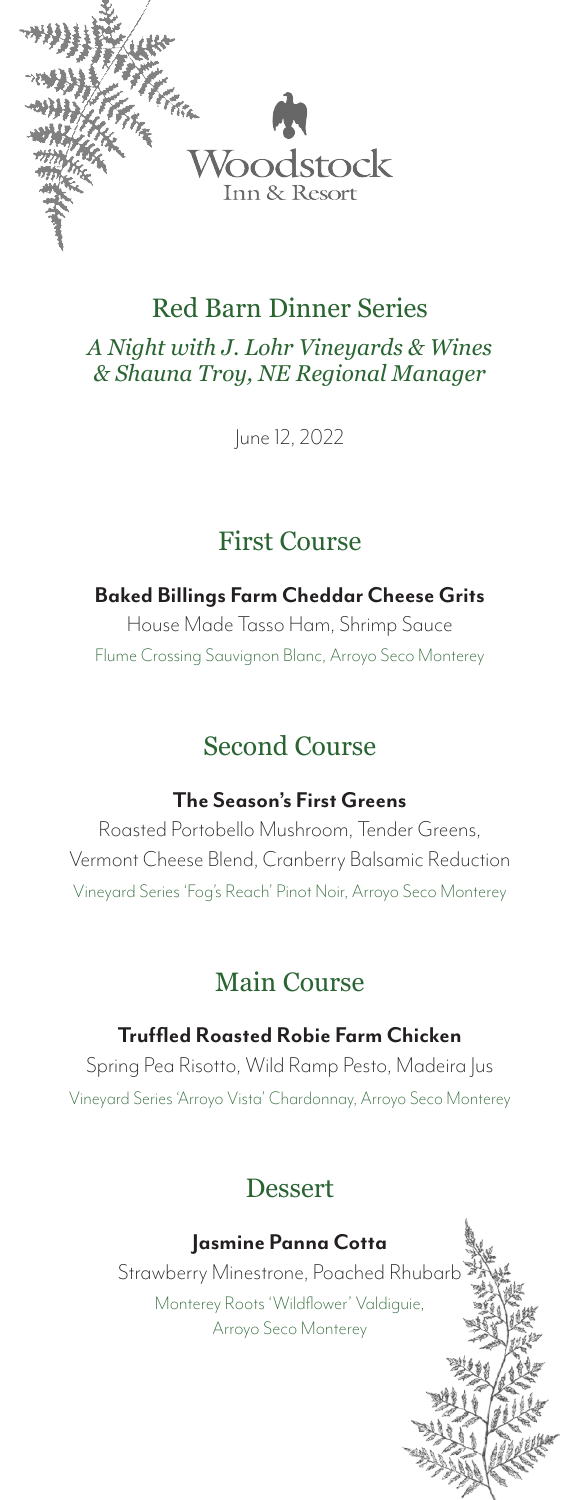Woodstock
Inn & Resort

# Red Barn Dinner Series

*A Night with J. Lohr Vineyards & Wines*
*& Shauna Troy, NE Regional Manager*

June 12, 2022

## First Course

**Baked Billings Farm Cheddar Cheese Grits**

House Made Tasso Ham, Shrimp Sauce

Flume Crossing Sauvignon Blanc, Arroyo Seco Monterey

## Second Course

**The Season's First Greens**

Roasted Portobello Mushroom, Tender Greens,
Vermont Cheese Blend, Cranberry Balsamic Reduction

Vineyard Series 'Fog's Reach' Pinot Noir, Arroyo Seco Monterey

## Main Course

**Truffled Roasted Robie Farm Chicken**

Spring Pea Risotto, Wild Ramp Pesto, Madeira Jus

Vineyard Series 'Arroyo Vista' Chardonnay, Arroyo Seco Monterey

## Dessert

**Jasmine Panna Cotta**

Strawberry Minestrone, Poached Rhubarb

Monterey Roots 'Wildflower' Valdiguie,
Arroyo Seco Monterey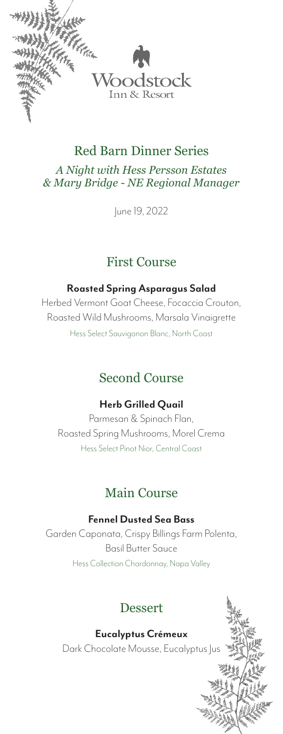Woodstock
Inn & Resort

# Red Barn Dinner Series

*A Night with Hess Persson Estates*
*& Mary Bridge - NE Regional Manager*

June 19, 2022

## First Course

**Roasted Spring Asparagus Salad**

Herbed Vermont Goat Cheese, Focaccia Crouton,
Roasted Wild Mushrooms, Marsala Vinaigrette

Hess Select Sauvigonon Blanc, North Coast

## Second Course

**Herb Grilled Quail**

Parmesan & Spinach Flan,
Roasted Spring Mushrooms, Morel Crema

Hess Select Pinot Nior, Central Coast

## Main Course

**Fennel Dusted Sea Bass**

Garden Caponata, Crispy Billings Farm Polenta,
Basil Butter Sauce

Hess Collection Chardonnay, Napa Valley

## Dessert

**Eucalyptus Crémeux**

Dark Chocolate Mousse, Eucalyptus Jus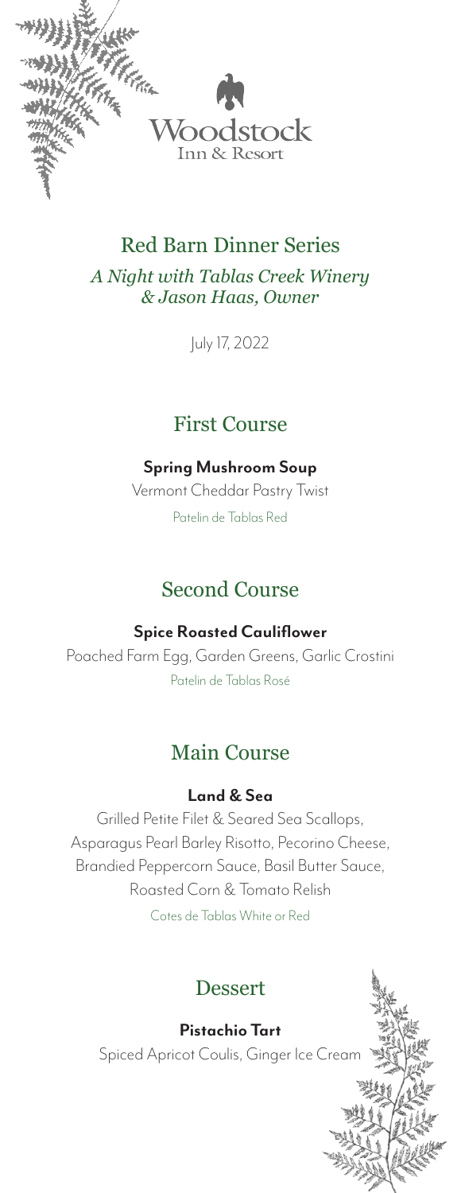Woodstock
Inn & Resort

# Red Barn Dinner Series

*A Night with Tablas Creek Winery & Jason Haas, Owner*

July 17, 2022

## First Course

**Spring Mushroom Soup**

Vermont Cheddar Pastry Twist

Patelin de Tablas Red

## Second Course

**Spice Roasted Cauliflower**

Poached Farm Egg, Garden Greens, Garlic Crostini

Patelin de Tablas Rosé

## Main Course

**Land & Sea**

Grilled Petite Filet & Seared Sea Scallops, Asparagus Pearl Barley Risotto, Pecorino Cheese, Brandied Peppercorn Sauce, Basil Butter Sauce, Roasted Corn & Tomato Relish

Cotes de Tablas White or Red

## Dessert

**Pistachio Tart**

Spiced Apricot Coulis, Ginger Ice Cream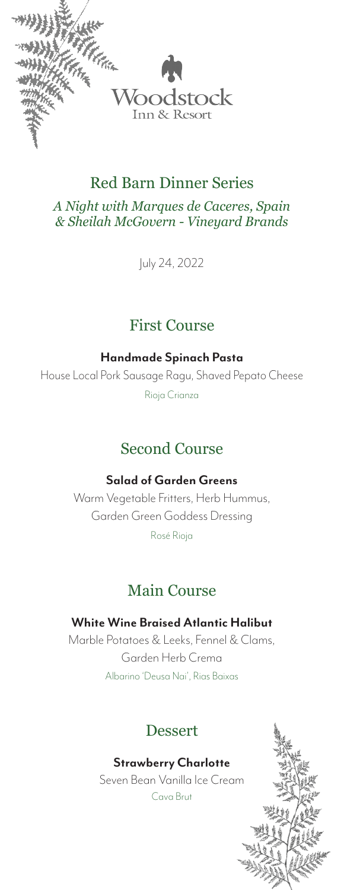Woodstock
Inn & Resort

# Red Barn Dinner Series

*A Night with Marques de Caceres, Spain*
*& Sheilah McGovern - Vineyard Brands*

July 24, 2022

## First Course

**Handmade Spinach Pasta**

House Local Pork Sausage Ragu, Shaved Pepato Cheese

Rioja Crianza

## Second Course

**Salad of Garden Greens**

Warm Vegetable Fritters, Herb Hummus,
Garden Green Goddess Dressing

Rosé Rioja

## Main Course

**White Wine Braised Atlantic Halibut**

Marble Potatoes & Leeks, Fennel & Clams,
Garden Herb Crema

Albarino 'Deusa Nai', Rias Baixas

## Dessert

**Strawberry Charlotte**

Seven Bean Vanilla Ice Cream

Cava Brut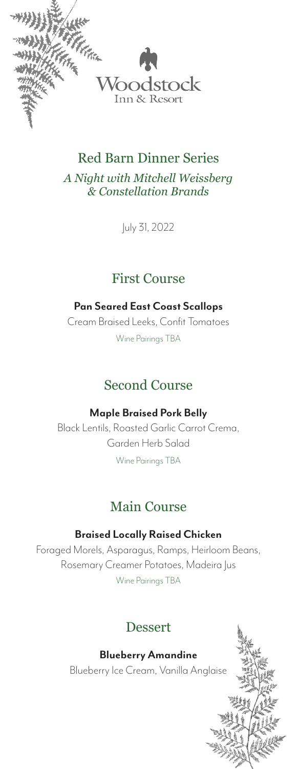Woodstock
Inn & Resort

# Red Barn Dinner Series

*A Night with Mitchell Weissberg & Constellation Brands*

July 31, 2022

## First Course

**Pan Seared East Coast Scallops**

Cream Braised Leeks, Confit Tomatoes

Wine Pairings TBA

## Second Course

**Maple Braised Pork Belly**

Black Lentils, Roasted Garlic Carrot Crema, Garden Herb Salad

Wine Pairings TBA

## Main Course

**Braised Locally Raised Chicken**

Foraged Morels, Asparagus, Ramps, Heirloom Beans, Rosemary Creamer Potatoes, Madeira Jus

Wine Pairings TBA

## Dessert

**Blueberry Amandine**

Blueberry Ice Cream, Vanilla Anglaise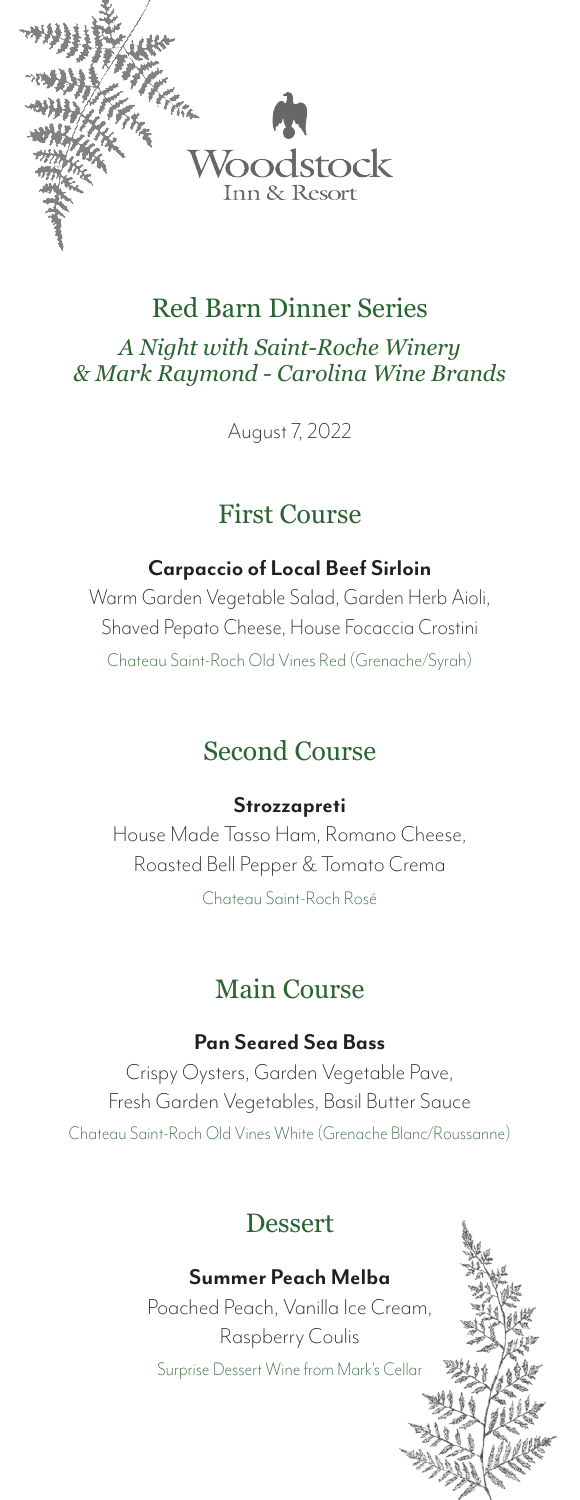Woodstock
Inn & Resort

# Red Barn Dinner Series

*A Night with Saint-Roche Winery*
*& Mark Raymond - Carolina Wine Brands*

August 7, 2022

## First Course

**Carpaccio of Local Beef Sirloin**

Warm Garden Vegetable Salad, Garden Herb Aioli,
Shaved Pepato Cheese, House Focaccia Crostini

Chateau Saint-Roch Old Vines Red (Grenache/Syrah)

## Second Course

**Strozzapreti**

House Made Tasso Ham, Romano Cheese,
Roasted Bell Pepper & Tomato Crema

Chateau Saint-Roch Rosé

## Main Course

**Pan Seared Sea Bass**

Crispy Oysters, Garden Vegetable Pave,
Fresh Garden Vegetables, Basil Butter Sauce

Chateau Saint-Roch Old Vines White (Grenache Blanc/Roussanne)

## Dessert

**Summer Peach Melba**

Poached Peach, Vanilla Ice Cream,
Raspberry Coulis

Surprise Dessert Wine from Mark's Cellar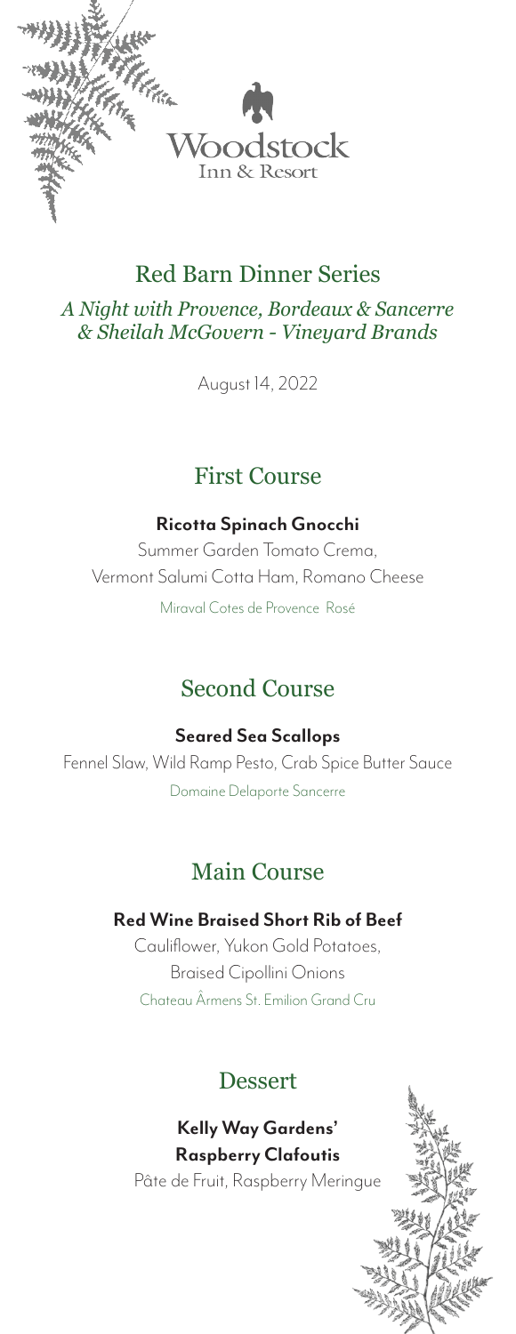Woodstock
Inn & Resort

# Red Barn Dinner Series

*A Night with Provence, Bordeaux & Sancerre*
*& Sheilah McGovern - Vineyard Brands*

August 14, 2022

## First Course

**Ricotta Spinach Gnocchi**

Summer Garden Tomato Crema,
Vermont Salumi Cotta Ham, Romano Cheese

Miraval Cotes de Provence Rosé

## Second Course

**Seared Sea Scallops**

Fennel Slaw, Wild Ramp Pesto, Crab Spice Butter Sauce

Domaine Delaporte Sancerre

## Main Course

**Red Wine Braised Short Rib of Beef**

Cauliflower, Yukon Gold Potatoes,
Braised Cipollini Onions

Chateau Ârmens St. Emilion Grand Cru

## Dessert

**Kelly Way Gardens' Raspberry Clafoutis**

Pâte de Fruit, Raspberry Meringue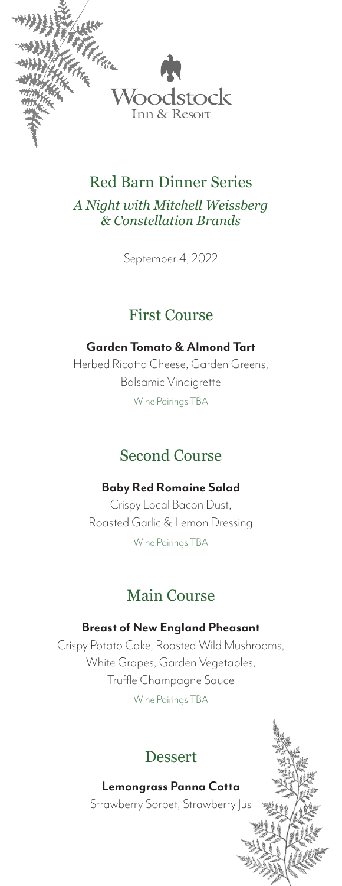Woodstock
Inn & Resort

# Red Barn Dinner Series

*A Night with Mitchell Weissberg & Constellation Brands*

September 4, 2022

## First Course

**Garden Tomato & Almond Tart**

Herbed Ricotta Cheese, Garden Greens,
Balsamic Vinaigrette

Wine Pairings TBA

## Second Course

**Baby Red Romaine Salad**

Crispy Local Bacon Dust,
Roasted Garlic & Lemon Dressing

Wine Pairings TBA

## Main Course

**Breast of New England Pheasant**

Crispy Potato Cake, Roasted Wild Mushrooms,
White Grapes, Garden Vegetables,
Truffle Champagne Sauce

Wine Pairings TBA

## Dessert

**Lemongrass Panna Cotta**

Strawberry Sorbet, Strawberry Jus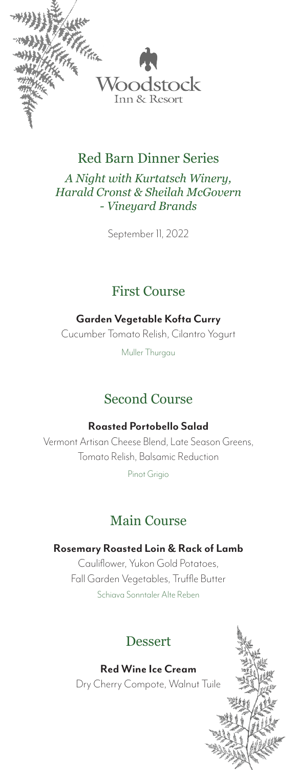Woodstock
Inn & Resort

# Red Barn Dinner Series

*A Night with Kurtatsch Winery, Harald Cronst & Sheilah McGovern - Vineyard Brands*

September 11, 2022

## First Course

**Garden Vegetable Kofta Curry**

Cucumber Tomato Relish, Cilantro Yogurt

Muller Thurgau

## Second Course

**Roasted Portobello Salad**

Vermont Artisan Cheese Blend, Late Season Greens, Tomato Relish, Balsamic Reduction

Pinot Grigio

## Main Course

**Rosemary Roasted Loin & Rack of Lamb**

Cauliflower, Yukon Gold Potatoes, Fall Garden Vegetables, Truffle Butter

Schiava Sonntaler Alte Reben

## Dessert

**Red Wine Ice Cream**

Dry Cherry Compote, Walnut Tuile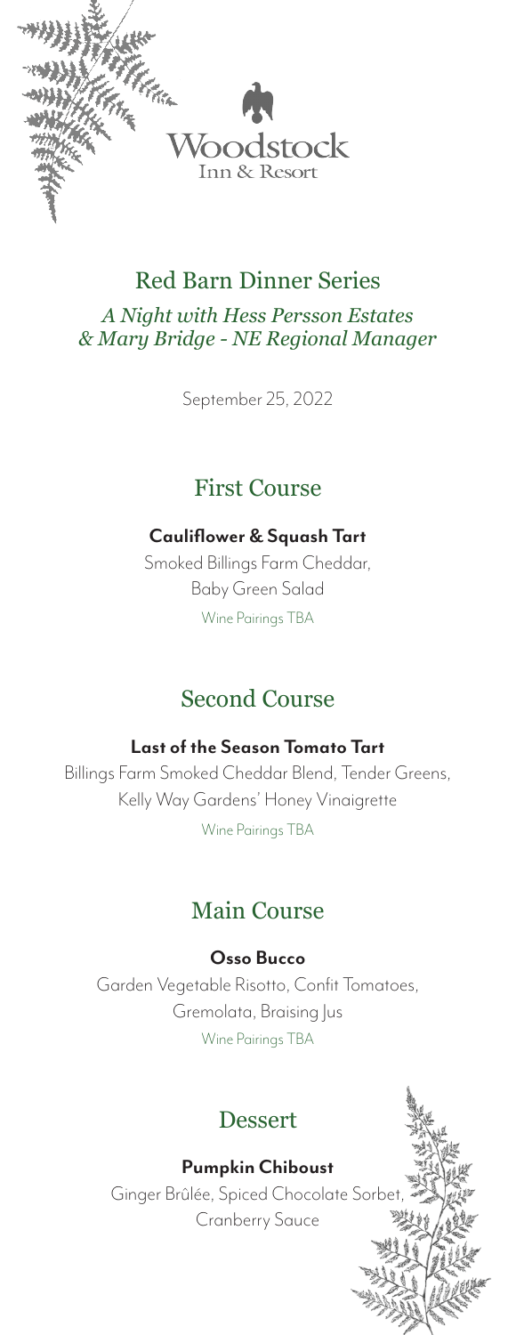Woodstock
Inn & Resort

# Red Barn Dinner Series

*A Night with Hess Persson Estates*
*& Mary Bridge - NE Regional Manager*

September 25, 2022

## First Course

**Cauliflower & Squash Tart**

Smoked Billings Farm Cheddar,
Baby Green Salad

Wine Pairings TBA

## Second Course

**Last of the Season Tomato Tart**

Billings Farm Smoked Cheddar Blend, Tender Greens,
Kelly Way Gardens' Honey Vinaigrette

Wine Pairings TBA

## Main Course

**Osso Bucco**

Garden Vegetable Risotto, Confit Tomatoes,
Gremolata, Braising Jus

Wine Pairings TBA

## Dessert

**Pumpkin Chiboust**

Ginger Brûlée, Spiced Chocolate Sorbet,
Cranberry Sauce